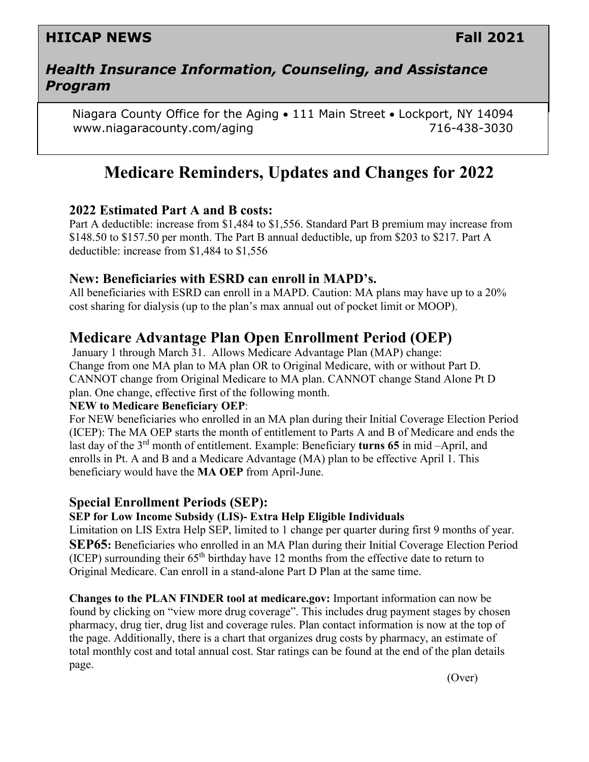**HIICAP NEWS** **Fall 2021**

***Health Insurance Information, Counseling, and Assistance Program***

Niagara County Office for the Aging • 111 Main Street • Lockport, NY 14094
www.niagaracounty.com/aging 716-438-3030

# Medicare Reminders, Updates and Changes for 2022

### 2022 Estimated Part A and B costs:

Part A deductible: increase from $1,484 to $1,556. Standard Part B premium may increase from $148.50 to $157.50 per month. The Part B annual deductible, up from $203 to $217. Part A deductible: increase from $1,484 to $1,556

### New: Beneficiaries with ESRD can enroll in MAPD's.

All beneficiaries with ESRD can enroll in a MAPD. Caution: MA plans may have up to a 20% cost sharing for dialysis (up to the plan's max annual out of pocket limit or MOOP).

## Medicare Advantage Plan Open Enrollment Period (OEP)

January 1 through March 31. Allows Medicare Advantage Plan (MAP) change:
Change from one MA plan to MA plan OR to Original Medicare, with or without Part D. CANNOT change from Original Medicare to MA plan. CANNOT change Stand Alone Pt D plan. One change, effective first of the following month.

**NEW to Medicare Beneficiary OEP**:
For NEW beneficiaries who enrolled in an MA plan during their Initial Coverage Election Period (ICEP): The MA OEP starts the month of entitlement to Parts A and B of Medicare and ends the last day of the 3rd month of entitlement. Example: Beneficiary **turns 65** in mid –April, and enrolls in Pt. A and B and a Medicare Advantage (MA) plan to be effective April 1. This beneficiary would have the **MA OEP** from April-June.

### Special Enrollment Periods (SEP):

**SEP for Low Income Subsidy (LIS)- Extra Help Eligible Individuals**
Limitation on LIS Extra Help SEP, limited to 1 change per quarter during first 9 months of year.

**SEP65:** Beneficiaries who enrolled in an MA Plan during their Initial Coverage Election Period (ICEP) surrounding their 65th birthday have 12 months from the effective date to return to Original Medicare. Can enroll in a stand-alone Part D Plan at the same time.

**Changes to the PLAN FINDER tool at medicare.gov:** Important information can now be found by clicking on "view more drug coverage". This includes drug payment stages by chosen pharmacy, drug tier, drug list and coverage rules. Plan contact information is now at the top of the page. Additionally, there is a chart that organizes drug costs by pharmacy, an estimate of total monthly cost and total annual cost. Star ratings can be found at the end of the plan details page.

(Over)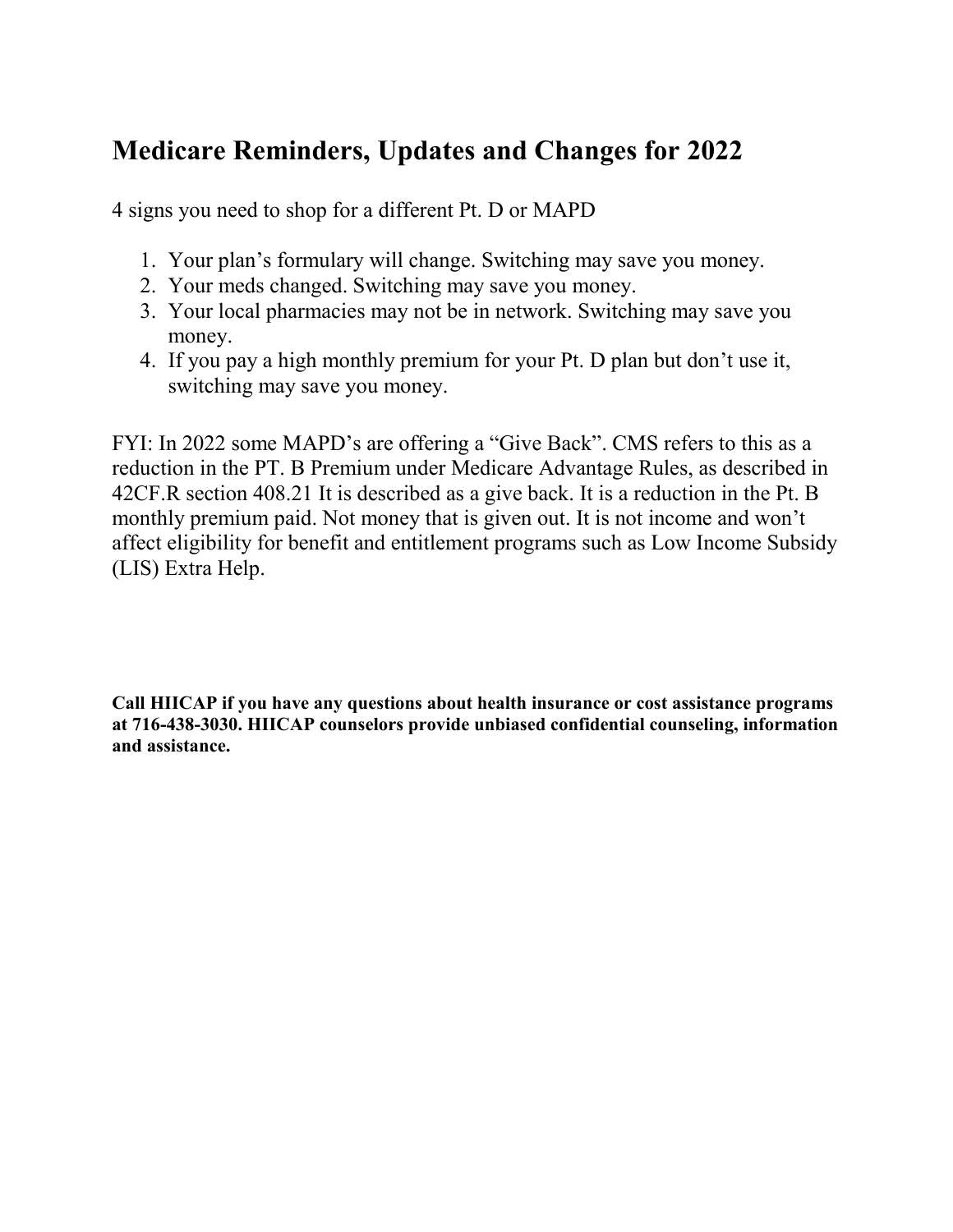## Medicare Reminders, Updates and Changes for 2022

4 signs you need to shop for a different Pt. D or MAPD

1. Your plan's formulary will change. Switching may save you money.
2. Your meds changed. Switching may save you money.
3. Your local pharmacies may not be in network. Switching may save you money.
4. If you pay a high monthly premium for your Pt. D plan but don't use it, switching may save you money.

FYI: In 2022 some MAPD's are offering a "Give Back". CMS refers to this as a reduction in the PT. B Premium under Medicare Advantage Rules, as described in 42CF.R section 408.21 It is described as a give back. It is a reduction in the Pt. B monthly premium paid. Not money that is given out. It is not income and won't affect eligibility for benefit and entitlement programs such as Low Income Subsidy (LIS) Extra Help.

**Call HIICAP if you have any questions about health insurance or cost assistance programs at 716-438-3030. HIICAP counselors provide unbiased confidential counseling, information and assistance.**